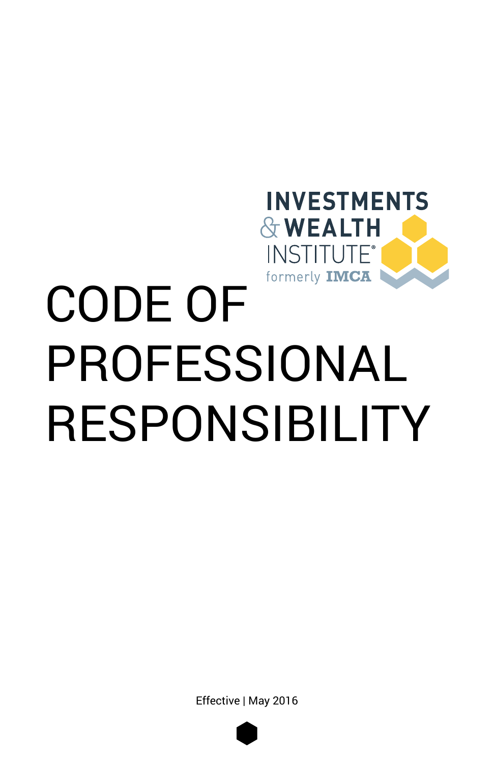INVESTMENTS & WEALTH INSTITUTE®

formerly IMCA

# CODE OF PROFESSIONAL RESPONSIBILITY

Effective | May 2016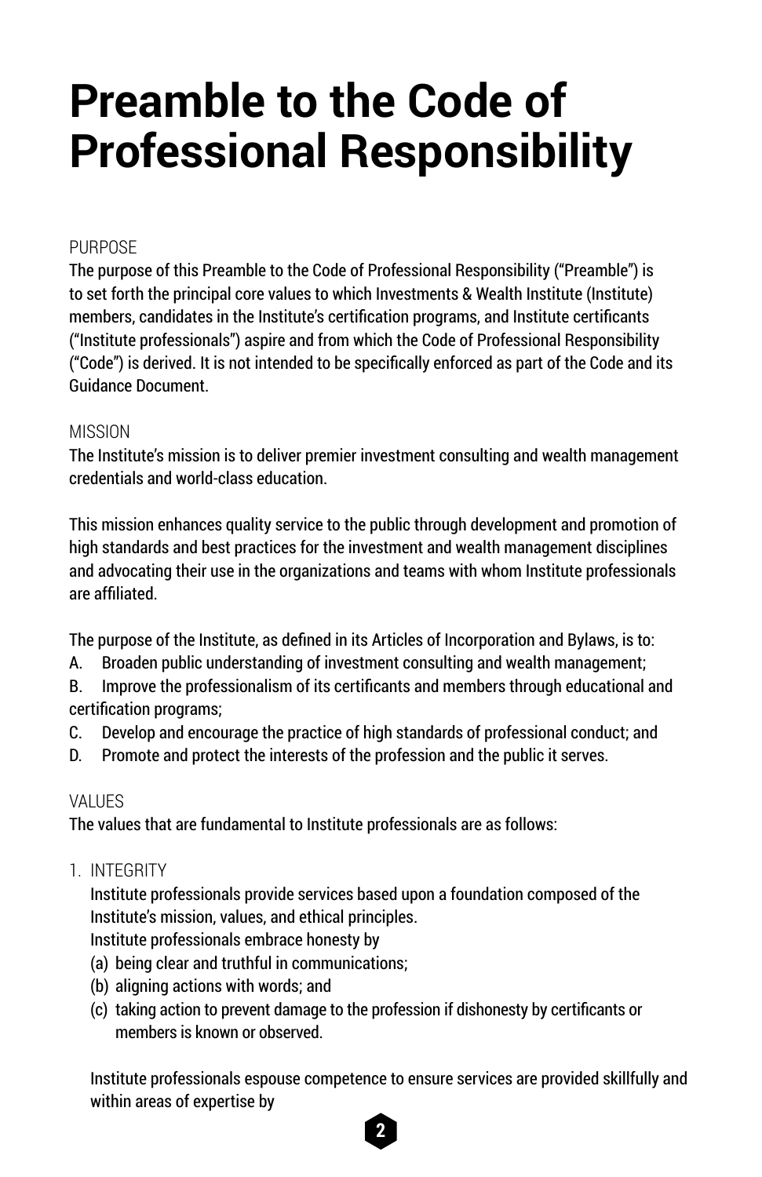# Preamble to the Code of Professional Responsibility

## PURPOSE

The purpose of this Preamble to the Code of Professional Responsibility ("Preamble") is to set forth the principal core values to which Investments & Wealth Institute (Institute) members, candidates in the Institute's certification programs, and Institute certificants ("Institute professionals") aspire and from which the Code of Professional Responsibility ("Code") is derived. It is not intended to be specifically enforced as part of the Code and its Guidance Document.

## MISSION

The Institute's mission is to deliver premier investment consulting and wealth management credentials and world-class education.

This mission enhances quality service to the public through development and promotion of high standards and best practices for the investment and wealth management disciplines and advocating their use in the organizations and teams with whom Institute professionals are affiliated.

The purpose of the Institute, as defined in its Articles of Incorporation and Bylaws, is to:

A. Broaden public understanding of investment consulting and wealth management;

B. Improve the professionalism of its certificants and members through educational and certification programs;

C. Develop and encourage the practice of high standards of professional conduct; and

D. Promote and protect the interests of the profession and the public it serves.

## VALUES

The values that are fundamental to Institute professionals are as follows:

1. INTEGRITY

   Institute professionals provide services based upon a foundation composed of the Institute's mission, values, and ethical principles.

   Institute professionals embrace honesty by

   (a) being clear and truthful in communications;

   (b) aligning actions with words; and

   (c) taking action to prevent damage to the profession if dishonesty by certificants or members is known or observed.

   Institute professionals espouse competence to ensure services are provided skillfully and within areas of expertise by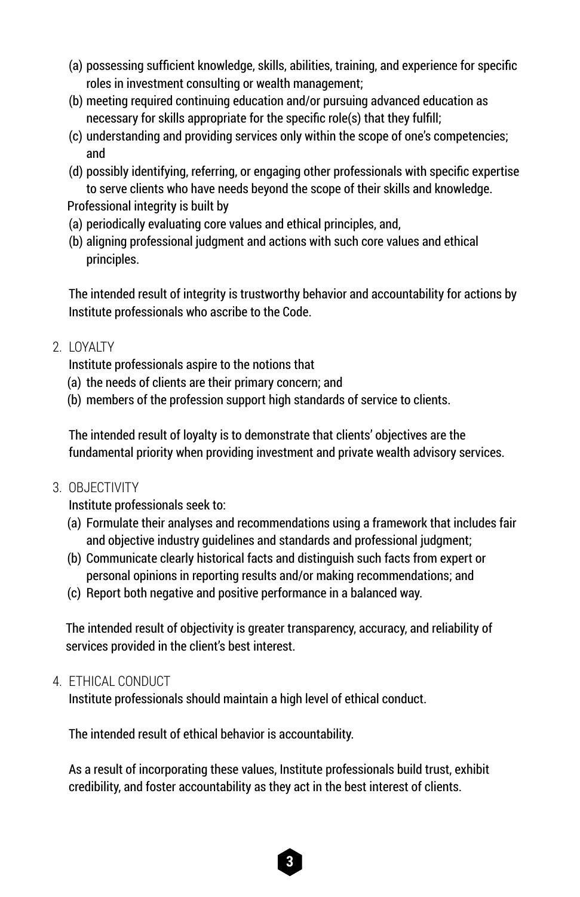(a) possessing sufficient knowledge, skills, abilities, training, and experience for specific roles in investment consulting or wealth management;
(b) meeting required continuing education and/or pursuing advanced education as necessary for skills appropriate for the specific role(s) that they fulfill;
(c) understanding and providing services only within the scope of one's competencies; and
(d) possibly identifying, referring, or engaging other professionals with specific expertise to serve clients who have needs beyond the scope of their skills and knowledge.

Professional integrity is built by

(a) periodically evaluating core values and ethical principles, and,
(b) aligning professional judgment and actions with such core values and ethical principles.

The intended result of integrity is trustworthy behavior and accountability for actions by Institute professionals who ascribe to the Code.

2. LOYALTY

Institute professionals aspire to the notions that

(a) the needs of clients are their primary concern; and
(b) members of the profession support high standards of service to clients.

The intended result of loyalty is to demonstrate that clients' objectives are the fundamental priority when providing investment and private wealth advisory services.

3. OBJECTIVITY

Institute professionals seek to:

(a) Formulate their analyses and recommendations using a framework that includes fair and objective industry guidelines and standards and professional judgment;
(b) Communicate clearly historical facts and distinguish such facts from expert or personal opinions in reporting results and/or making recommendations; and
(c) Report both negative and positive performance in a balanced way.

The intended result of objectivity is greater transparency, accuracy, and reliability of services provided in the client's best interest.

4. ETHICAL CONDUCT

Institute professionals should maintain a high level of ethical conduct.

The intended result of ethical behavior is accountability.

As a result of incorporating these values, Institute professionals build trust, exhibit credibility, and foster accountability as they act in the best interest of clients.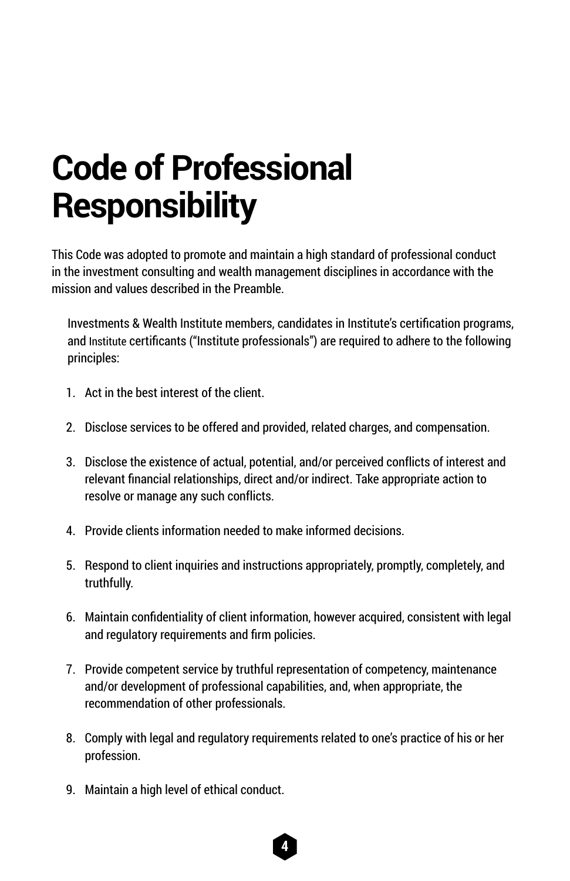# Code of Professional Responsibility

This Code was adopted to promote and maintain a high standard of professional conduct in the investment consulting and wealth management disciplines in accordance with the mission and values described in the Preamble.

Investments & Wealth Institute members, candidates in Institute's certification programs, and Institute certificants ("Institute professionals") are required to adhere to the following principles:

1. Act in the best interest of the client.

2. Disclose services to be offered and provided, related charges, and compensation.

3. Disclose the existence of actual, potential, and/or perceived conflicts of interest and relevant financial relationships, direct and/or indirect. Take appropriate action to resolve or manage any such conflicts.

4. Provide clients information needed to make informed decisions.

5. Respond to client inquiries and instructions appropriately, promptly, completely, and truthfully.

6. Maintain confidentiality of client information, however acquired, consistent with legal and regulatory requirements and firm policies.

7. Provide competent service by truthful representation of competency, maintenance and/or development of professional capabilities, and, when appropriate, the recommendation of other professionals.

8. Comply with legal and regulatory requirements related to one's practice of his or her profession.

9. Maintain a high level of ethical conduct.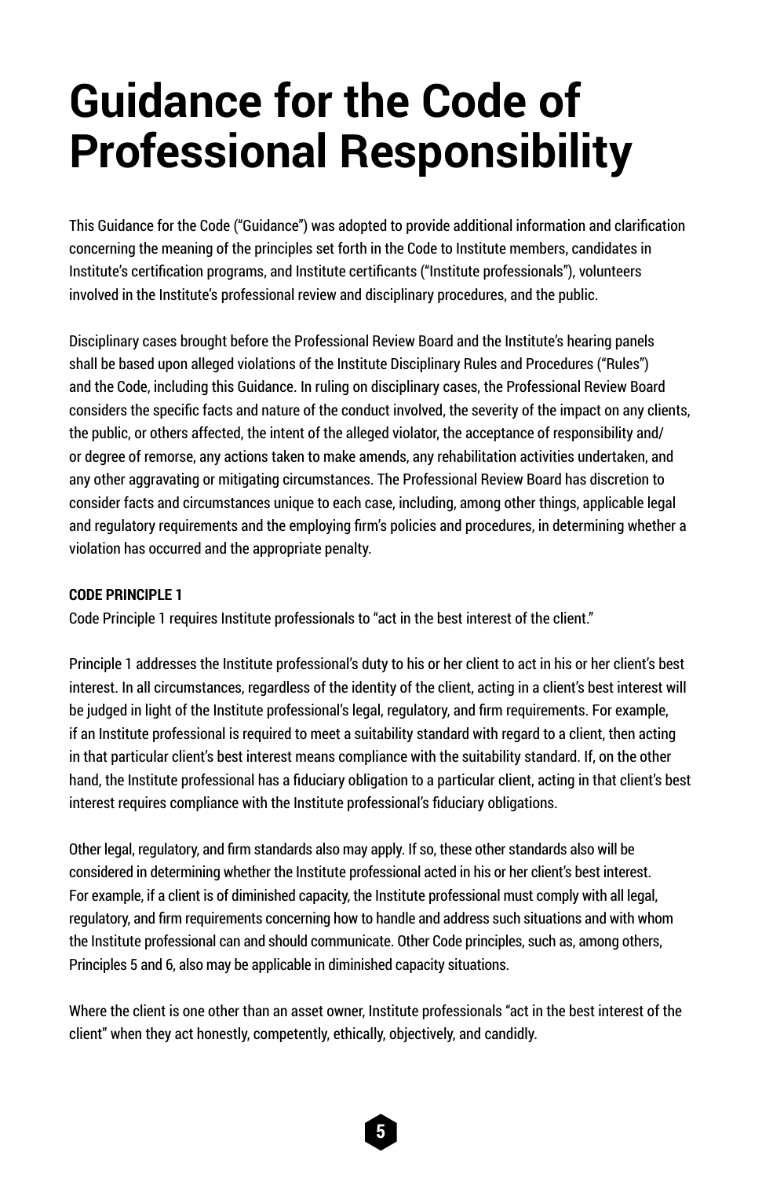# Guidance for the Code of Professional Responsibility

This Guidance for the Code ("Guidance") was adopted to provide additional information and clarification concerning the meaning of the principles set forth in the Code to Institute members, candidates in Institute's certification programs, and Institute certificants ("Institute professionals"), volunteers involved in the Institute's professional review and disciplinary procedures, and the public.

Disciplinary cases brought before the Professional Review Board and the Institute's hearing panels shall be based upon alleged violations of the Institute Disciplinary Rules and Procedures ("Rules") and the Code, including this Guidance. In ruling on disciplinary cases, the Professional Review Board considers the specific facts and nature of the conduct involved, the severity of the impact on any clients, the public, or others affected, the intent of the alleged violator, the acceptance of responsibility and/or degree of remorse, any actions taken to make amends, any rehabilitation activities undertaken, and any other aggravating or mitigating circumstances. The Professional Review Board has discretion to consider facts and circumstances unique to each case, including, among other things, applicable legal and regulatory requirements and the employing firm's policies and procedures, in determining whether a violation has occurred and the appropriate penalty.

**CODE PRINCIPLE 1**

Code Principle 1 requires Institute professionals to "act in the best interest of the client."

Principle 1 addresses the Institute professional's duty to his or her client to act in his or her client's best interest. In all circumstances, regardless of the identity of the client, acting in a client's best interest will be judged in light of the Institute professional's legal, regulatory, and firm requirements. For example, if an Institute professional is required to meet a suitability standard with regard to a client, then acting in that particular client's best interest means compliance with the suitability standard. If, on the other hand, the Institute professional has a fiduciary obligation to a particular client, acting in that client's best interest requires compliance with the Institute professional's fiduciary obligations.

Other legal, regulatory, and firm standards also may apply. If so, these other standards also will be considered in determining whether the Institute professional acted in his or her client's best interest. For example, if a client is of diminished capacity, the Institute professional must comply with all legal, regulatory, and firm requirements concerning how to handle and address such situations and with whom the Institute professional can and should communicate. Other Code principles, such as, among others, Principles 5 and 6, also may be applicable in diminished capacity situations.

Where the client is one other than an asset owner, Institute professionals "act in the best interest of the client" when they act honestly, competently, ethically, objectively, and candidly.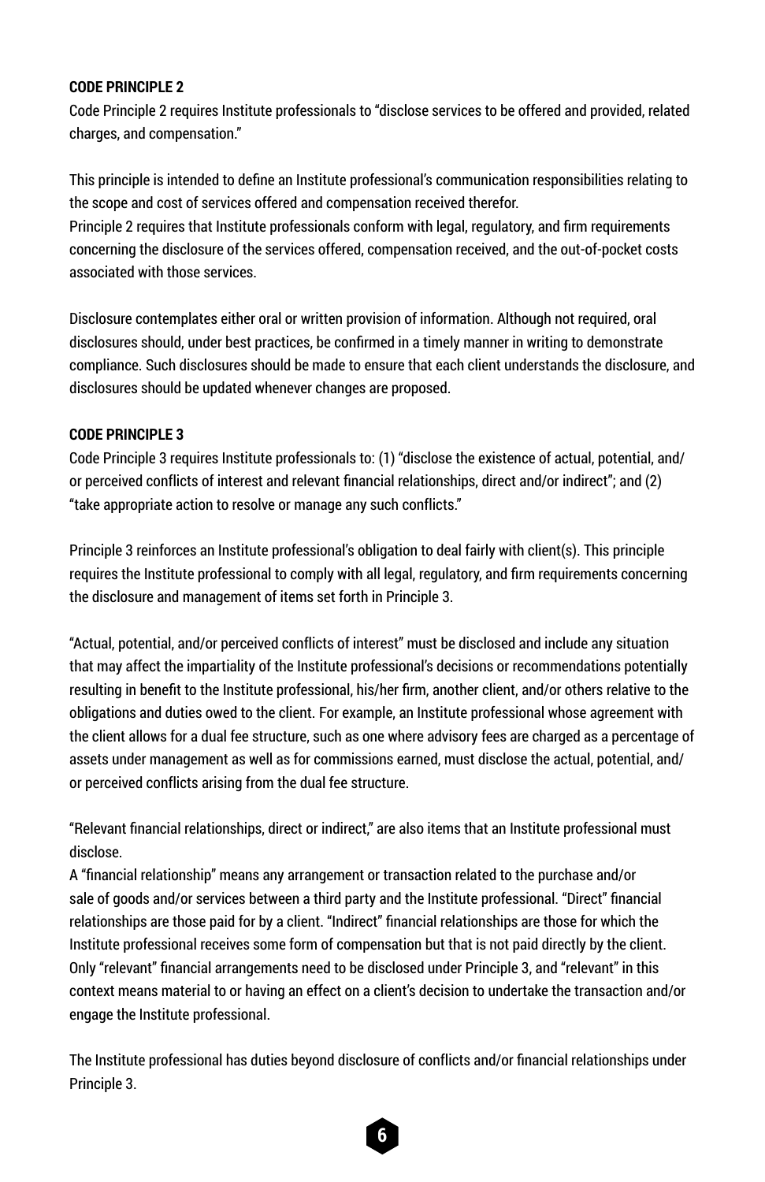**CODE PRINCIPLE 2**

Code Principle 2 requires Institute professionals to "disclose services to be offered and provided, related charges, and compensation."

This principle is intended to define an Institute professional's communication responsibilities relating to the scope and cost of services offered and compensation received therefor.

Principle 2 requires that Institute professionals conform with legal, regulatory, and firm requirements concerning the disclosure of the services offered, compensation received, and the out-of-pocket costs associated with those services.

Disclosure contemplates either oral or written provision of information. Although not required, oral disclosures should, under best practices, be confirmed in a timely manner in writing to demonstrate compliance. Such disclosures should be made to ensure that each client understands the disclosure, and disclosures should be updated whenever changes are proposed.

**CODE PRINCIPLE 3**

Code Principle 3 requires Institute professionals to: (1) "disclose the existence of actual, potential, and/or perceived conflicts of interest and relevant financial relationships, direct and/or indirect"; and (2) "take appropriate action to resolve or manage any such conflicts."

Principle 3 reinforces an Institute professional's obligation to deal fairly with client(s). This principle requires the Institute professional to comply with all legal, regulatory, and firm requirements concerning the disclosure and management of items set forth in Principle 3.

"Actual, potential, and/or perceived conflicts of interest" must be disclosed and include any situation that may affect the impartiality of the Institute professional's decisions or recommendations potentially resulting in benefit to the Institute professional, his/her firm, another client, and/or others relative to the obligations and duties owed to the client. For example, an Institute professional whose agreement with the client allows for a dual fee structure, such as one where advisory fees are charged as a percentage of assets under management as well as for commissions earned, must disclose the actual, potential, and/or perceived conflicts arising from the dual fee structure.

"Relevant financial relationships, direct or indirect," are also items that an Institute professional must disclose.

A "financial relationship" means any arrangement or transaction related to the purchase and/or sale of goods and/or services between a third party and the Institute professional. "Direct" financial relationships are those paid for by a client. "Indirect" financial relationships are those for which the Institute professional receives some form of compensation but that is not paid directly by the client. Only "relevant" financial arrangements need to be disclosed under Principle 3, and "relevant" in this context means material to or having an effect on a client's decision to undertake the transaction and/or engage the Institute professional.

The Institute professional has duties beyond disclosure of conflicts and/or financial relationships under Principle 3.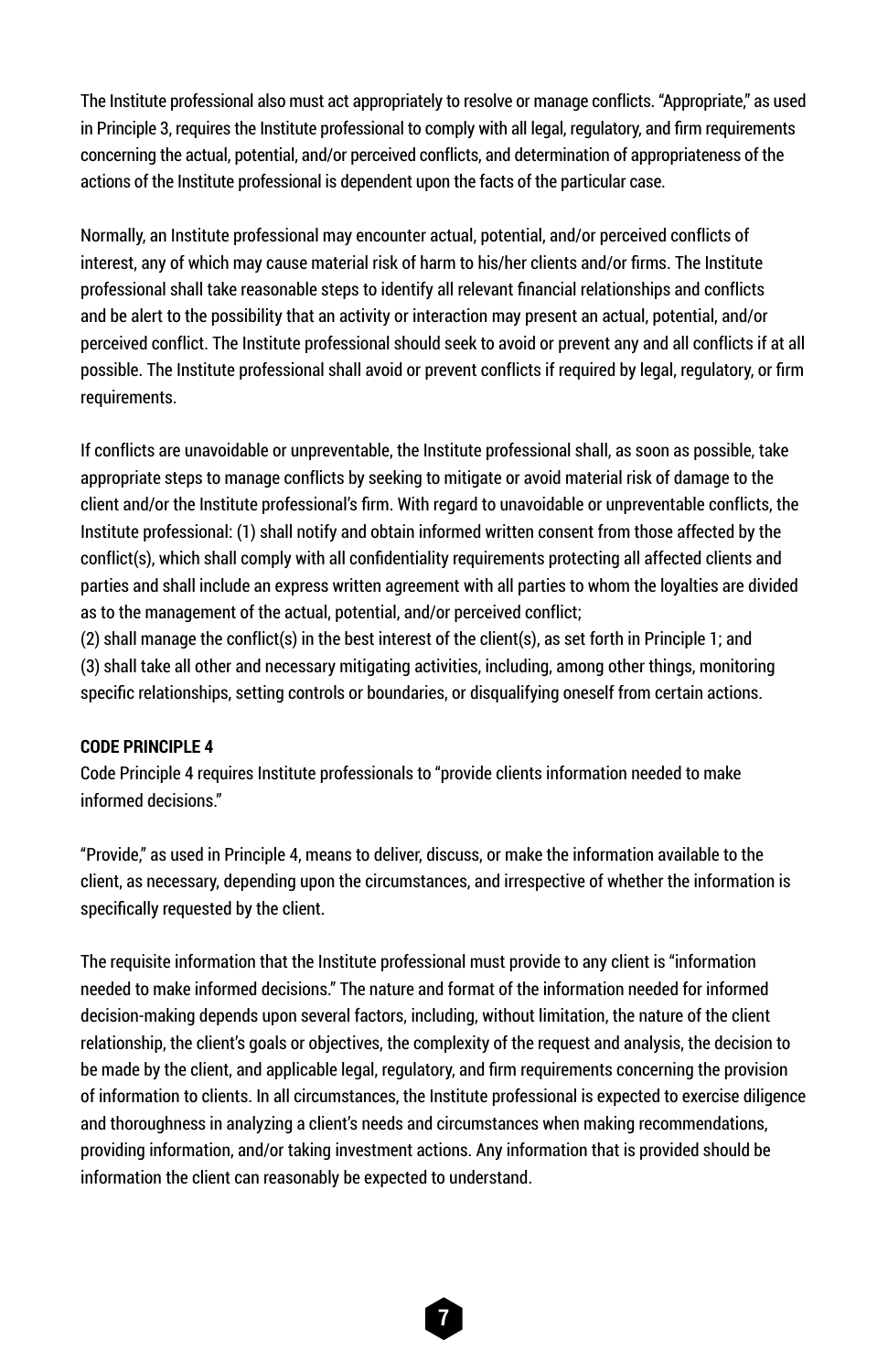The Institute professional also must act appropriately to resolve or manage conflicts. “Appropriate,” as used in Principle 3, requires the Institute professional to comply with all legal, regulatory, and firm requirements concerning the actual, potential, and/or perceived conflicts, and determination of appropriateness of the actions of the Institute professional is dependent upon the facts of the particular case.

Normally, an Institute professional may encounter actual, potential, and/or perceived conflicts of interest, any of which may cause material risk of harm to his/her clients and/or firms. The Institute professional shall take reasonable steps to identify all relevant financial relationships and conflicts and be alert to the possibility that an activity or interaction may present an actual, potential, and/or perceived conflict. The Institute professional should seek to avoid or prevent any and all conflicts if at all possible. The Institute professional shall avoid or prevent conflicts if required by legal, regulatory, or firm requirements.

If conflicts are unavoidable or unpreventable, the Institute professional shall, as soon as possible, take appropriate steps to manage conflicts by seeking to mitigate or avoid material risk of damage to the client and/or the Institute professional’s firm. With regard to unavoidable or unpreventable conflicts, the Institute professional: (1) shall notify and obtain informed written consent from those affected by the conflict(s), which shall comply with all confidentiality requirements protecting all affected clients and parties and shall include an express written agreement with all parties to whom the loyalties are divided as to the management of the actual, potential, and/or perceived conflict;
(2) shall manage the conflict(s) in the best interest of the client(s), as set forth in Principle 1; and
(3) shall take all other and necessary mitigating activities, including, among other things, monitoring specific relationships, setting controls or boundaries, or disqualifying oneself from certain actions.

**CODE PRINCIPLE 4**

Code Principle 4 requires Institute professionals to “provide clients information needed to make informed decisions.”

“Provide,” as used in Principle 4, means to deliver, discuss, or make the information available to the client, as necessary, depending upon the circumstances, and irrespective of whether the information is specifically requested by the client.

The requisite information that the Institute professional must provide to any client is “information needed to make informed decisions.” The nature and format of the information needed for informed decision-making depends upon several factors, including, without limitation, the nature of the client relationship, the client’s goals or objectives, the complexity of the request and analysis, the decision to be made by the client, and applicable legal, regulatory, and firm requirements concerning the provision of information to clients. In all circumstances, the Institute professional is expected to exercise diligence and thoroughness in analyzing a client’s needs and circumstances when making recommendations, providing information, and/or taking investment actions. Any information that is provided should be information the client can reasonably be expected to understand.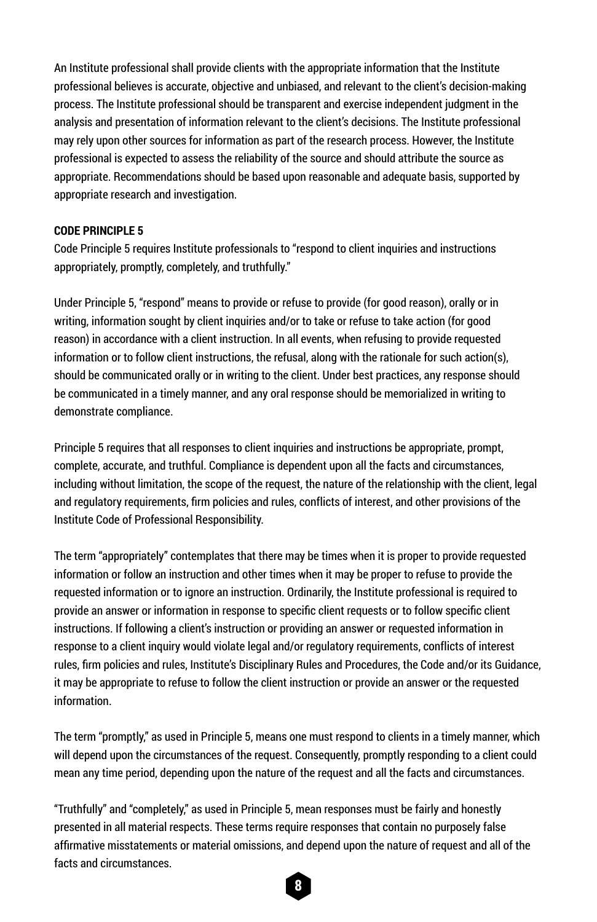An Institute professional shall provide clients with the appropriate information that the Institute professional believes is accurate, objective and unbiased, and relevant to the client's decision-making process. The Institute professional should be transparent and exercise independent judgment in the analysis and presentation of information relevant to the client's decisions. The Institute professional may rely upon other sources for information as part of the research process. However, the Institute professional is expected to assess the reliability of the source and should attribute the source as appropriate. Recommendations should be based upon reasonable and adequate basis, supported by appropriate research and investigation.

**CODE PRINCIPLE 5**

Code Principle 5 requires Institute professionals to "respond to client inquiries and instructions appropriately, promptly, completely, and truthfully."

Under Principle 5, "respond" means to provide or refuse to provide (for good reason), orally or in writing, information sought by client inquiries and/or to take or refuse to take action (for good reason) in accordance with a client instruction. In all events, when refusing to provide requested information or to follow client instructions, the refusal, along with the rationale for such action(s), should be communicated orally or in writing to the client. Under best practices, any response should be communicated in a timely manner, and any oral response should be memorialized in writing to demonstrate compliance.

Principle 5 requires that all responses to client inquiries and instructions be appropriate, prompt, complete, accurate, and truthful. Compliance is dependent upon all the facts and circumstances, including without limitation, the scope of the request, the nature of the relationship with the client, legal and regulatory requirements, firm policies and rules, conflicts of interest, and other provisions of the Institute Code of Professional Responsibility.

The term "appropriately" contemplates that there may be times when it is proper to provide requested information or follow an instruction and other times when it may be proper to refuse to provide the requested information or to ignore an instruction. Ordinarily, the Institute professional is required to provide an answer or information in response to specific client requests or to follow specific client instructions. If following a client's instruction or providing an answer or requested information in response to a client inquiry would violate legal and/or regulatory requirements, conflicts of interest rules, firm policies and rules, Institute's Disciplinary Rules and Procedures, the Code and/or its Guidance, it may be appropriate to refuse to follow the client instruction or provide an answer or the requested information.

The term "promptly," as used in Principle 5, means one must respond to clients in a timely manner, which will depend upon the circumstances of the request. Consequently, promptly responding to a client could mean any time period, depending upon the nature of the request and all the facts and circumstances.

"Truthfully" and "completely," as used in Principle 5, mean responses must be fairly and honestly presented in all material respects. These terms require responses that contain no purposely false affirmative misstatements or material omissions, and depend upon the nature of request and all of the facts and circumstances.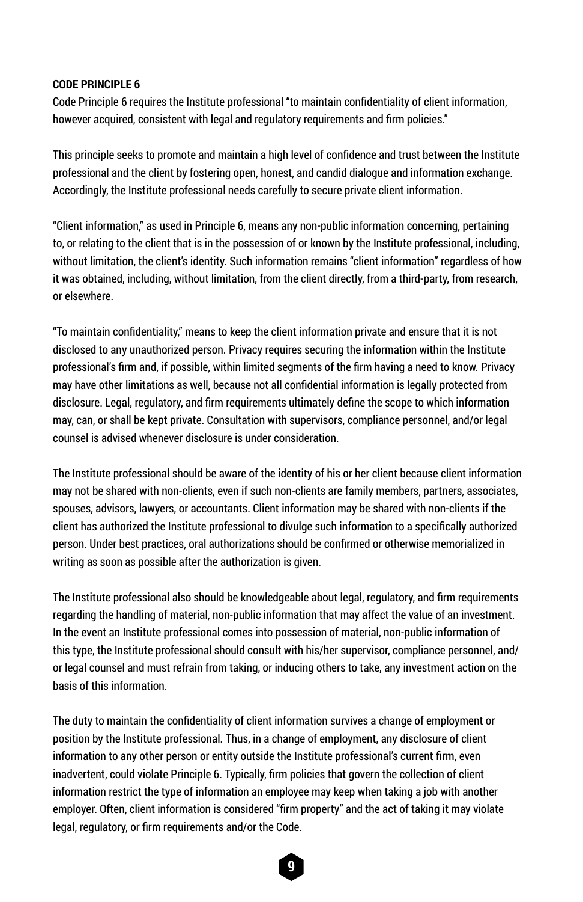**CODE PRINCIPLE 6**

Code Principle 6 requires the Institute professional "to maintain confidentiality of client information, however acquired, consistent with legal and regulatory requirements and firm policies."

This principle seeks to promote and maintain a high level of confidence and trust between the Institute professional and the client by fostering open, honest, and candid dialogue and information exchange. Accordingly, the Institute professional needs carefully to secure private client information.

"Client information," as used in Principle 6, means any non-public information concerning, pertaining to, or relating to the client that is in the possession of or known by the Institute professional, including, without limitation, the client's identity. Such information remains "client information" regardless of how it was obtained, including, without limitation, from the client directly, from a third-party, from research, or elsewhere.

"To maintain confidentiality," means to keep the client information private and ensure that it is not disclosed to any unauthorized person. Privacy requires securing the information within the Institute professional's firm and, if possible, within limited segments of the firm having a need to know. Privacy may have other limitations as well, because not all confidential information is legally protected from disclosure. Legal, regulatory, and firm requirements ultimately define the scope to which information may, can, or shall be kept private. Consultation with supervisors, compliance personnel, and/or legal counsel is advised whenever disclosure is under consideration.

The Institute professional should be aware of the identity of his or her client because client information may not be shared with non-clients, even if such non-clients are family members, partners, associates, spouses, advisors, lawyers, or accountants. Client information may be shared with non-clients if the client has authorized the Institute professional to divulge such information to a specifically authorized person. Under best practices, oral authorizations should be confirmed or otherwise memorialized in writing as soon as possible after the authorization is given.

The Institute professional also should be knowledgeable about legal, regulatory, and firm requirements regarding the handling of material, non-public information that may affect the value of an investment. In the event an Institute professional comes into possession of material, non-public information of this type, the Institute professional should consult with his/her supervisor, compliance personnel, and/or legal counsel and must refrain from taking, or inducing others to take, any investment action on the basis of this information.

The duty to maintain the confidentiality of client information survives a change of employment or position by the Institute professional. Thus, in a change of employment, any disclosure of client information to any other person or entity outside the Institute professional's current firm, even inadvertent, could violate Principle 6. Typically, firm policies that govern the collection of client information restrict the type of information an employee may keep when taking a job with another employer. Often, client information is considered "firm property" and the act of taking it may violate legal, regulatory, or firm requirements and/or the Code.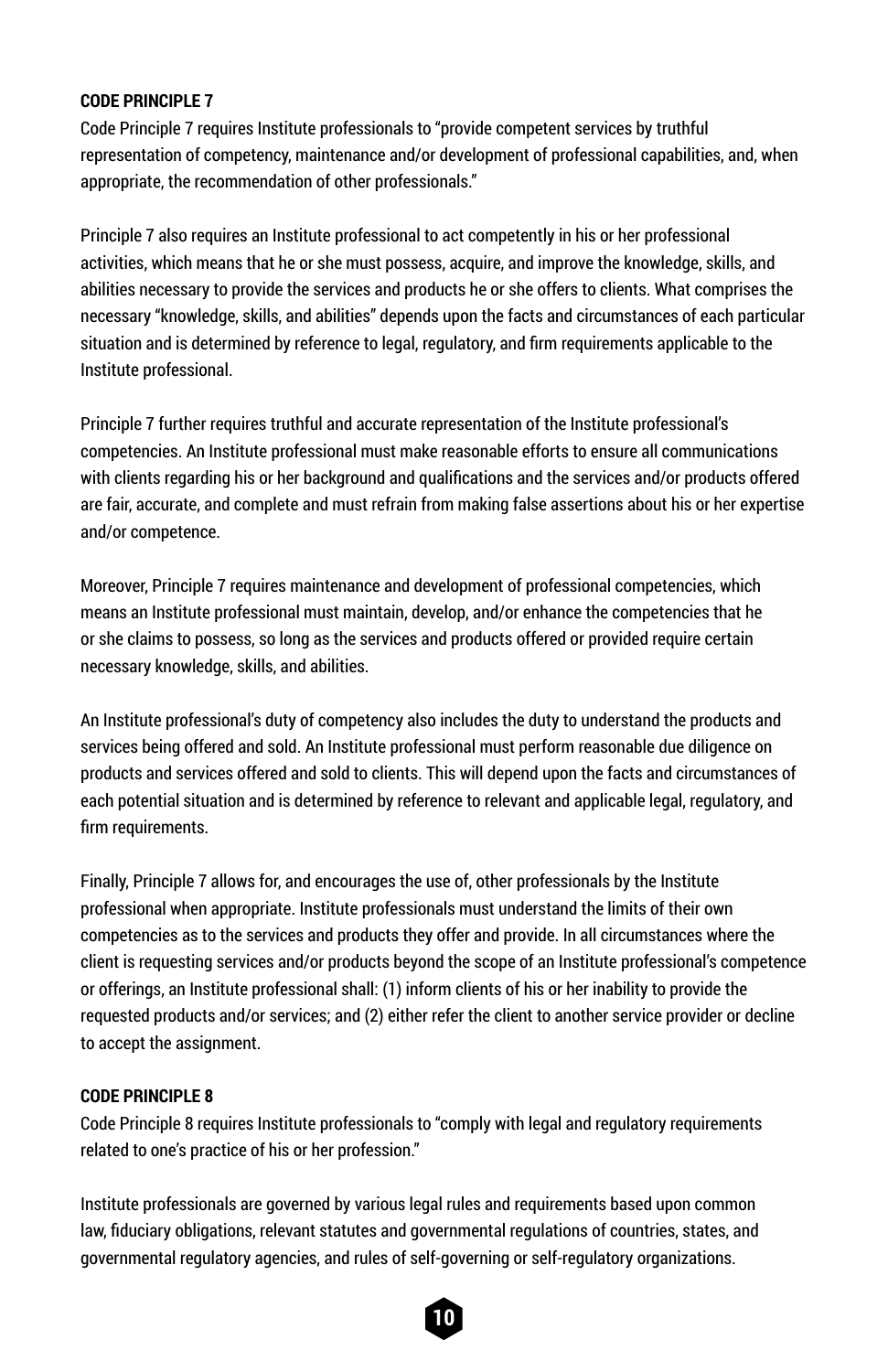**CODE PRINCIPLE 7**

Code Principle 7 requires Institute professionals to "provide competent services by truthful representation of competency, maintenance and/or development of professional capabilities, and, when appropriate, the recommendation of other professionals."

Principle 7 also requires an Institute professional to act competently in his or her professional activities, which means that he or she must possess, acquire, and improve the knowledge, skills, and abilities necessary to provide the services and products he or she offers to clients. What comprises the necessary "knowledge, skills, and abilities" depends upon the facts and circumstances of each particular situation and is determined by reference to legal, regulatory, and firm requirements applicable to the Institute professional.

Principle 7 further requires truthful and accurate representation of the Institute professional's competencies. An Institute professional must make reasonable efforts to ensure all communications with clients regarding his or her background and qualifications and the services and/or products offered are fair, accurate, and complete and must refrain from making false assertions about his or her expertise and/or competence.

Moreover, Principle 7 requires maintenance and development of professional competencies, which means an Institute professional must maintain, develop, and/or enhance the competencies that he or she claims to possess, so long as the services and products offered or provided require certain necessary knowledge, skills, and abilities.

An Institute professional's duty of competency also includes the duty to understand the products and services being offered and sold. An Institute professional must perform reasonable due diligence on products and services offered and sold to clients. This will depend upon the facts and circumstances of each potential situation and is determined by reference to relevant and applicable legal, regulatory, and firm requirements.

Finally, Principle 7 allows for, and encourages the use of, other professionals by the Institute professional when appropriate. Institute professionals must understand the limits of their own competencies as to the services and products they offer and provide. In all circumstances where the client is requesting services and/or products beyond the scope of an Institute professional's competence or offerings, an Institute professional shall: (1) inform clients of his or her inability to provide the requested products and/or services; and (2) either refer the client to another service provider or decline to accept the assignment.

**CODE PRINCIPLE 8**

Code Principle 8 requires Institute professionals to "comply with legal and regulatory requirements related to one's practice of his or her profession."

Institute professionals are governed by various legal rules and requirements based upon common law, fiduciary obligations, relevant statutes and governmental regulations of countries, states, and governmental regulatory agencies, and rules of self-governing or self-regulatory organizations.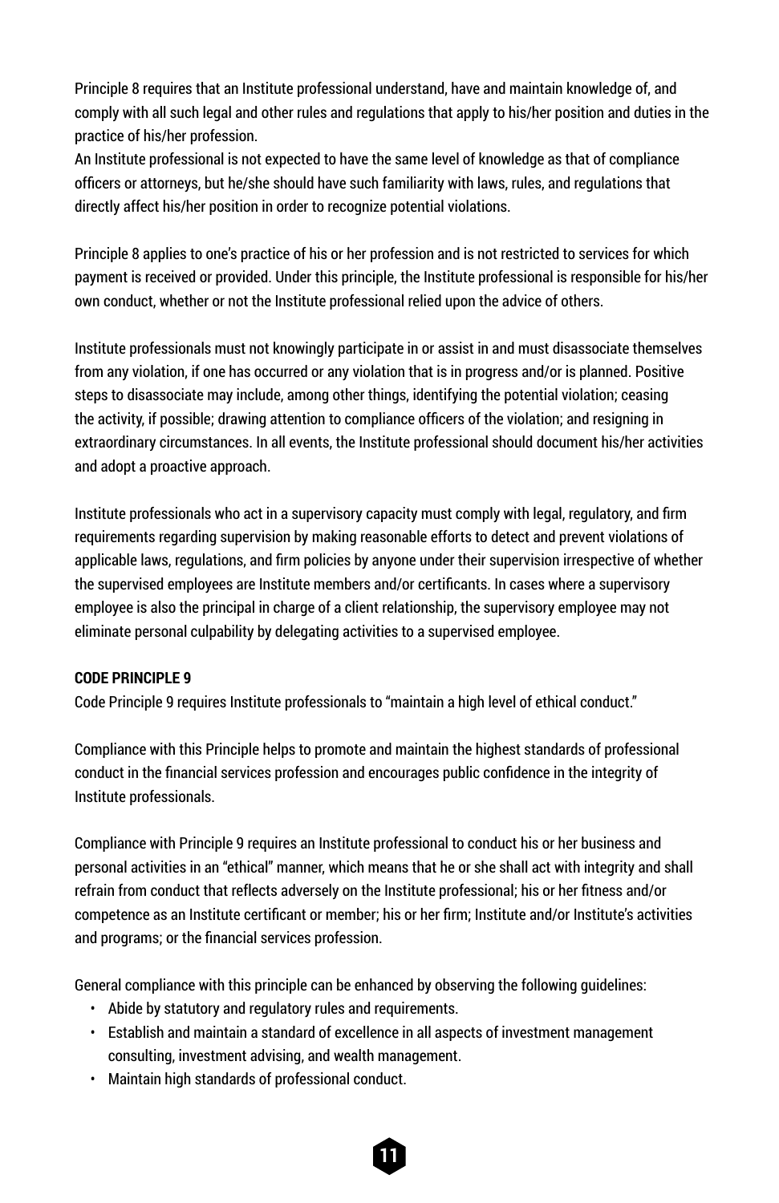Principle 8 requires that an Institute professional understand, have and maintain knowledge of, and comply with all such legal and other rules and regulations that apply to his/her position and duties in the practice of his/her profession.
An Institute professional is not expected to have the same level of knowledge as that of compliance officers or attorneys, but he/she should have such familiarity with laws, rules, and regulations that directly affect his/her position in order to recognize potential violations.

Principle 8 applies to one's practice of his or her profession and is not restricted to services for which payment is received or provided. Under this principle, the Institute professional is responsible for his/her own conduct, whether or not the Institute professional relied upon the advice of others.

Institute professionals must not knowingly participate in or assist in and must disassociate themselves from any violation, if one has occurred or any violation that is in progress and/or is planned. Positive steps to disassociate may include, among other things, identifying the potential violation; ceasing the activity, if possible; drawing attention to compliance officers of the violation; and resigning in extraordinary circumstances. In all events, the Institute professional should document his/her activities and adopt a proactive approach.

Institute professionals who act in a supervisory capacity must comply with legal, regulatory, and firm requirements regarding supervision by making reasonable efforts to detect and prevent violations of applicable laws, regulations, and firm policies by anyone under their supervision irrespective of whether the supervised employees are Institute members and/or certificants. In cases where a supervisory employee is also the principal in charge of a client relationship, the supervisory employee may not eliminate personal culpability by delegating activities to a supervised employee.

**CODE PRINCIPLE 9**

Code Principle 9 requires Institute professionals to "maintain a high level of ethical conduct."

Compliance with this Principle helps to promote and maintain the highest standards of professional conduct in the financial services profession and encourages public confidence in the integrity of Institute professionals.

Compliance with Principle 9 requires an Institute professional to conduct his or her business and personal activities in an "ethical" manner, which means that he or she shall act with integrity and shall refrain from conduct that reflects adversely on the Institute professional; his or her fitness and/or competence as an Institute certificant or member; his or her firm; Institute and/or Institute's activities and programs; or the financial services profession.

General compliance with this principle can be enhanced by observing the following guidelines:

- Abide by statutory and regulatory rules and requirements.
- Establish and maintain a standard of excellence in all aspects of investment management consulting, investment advising, and wealth management.
- Maintain high standards of professional conduct.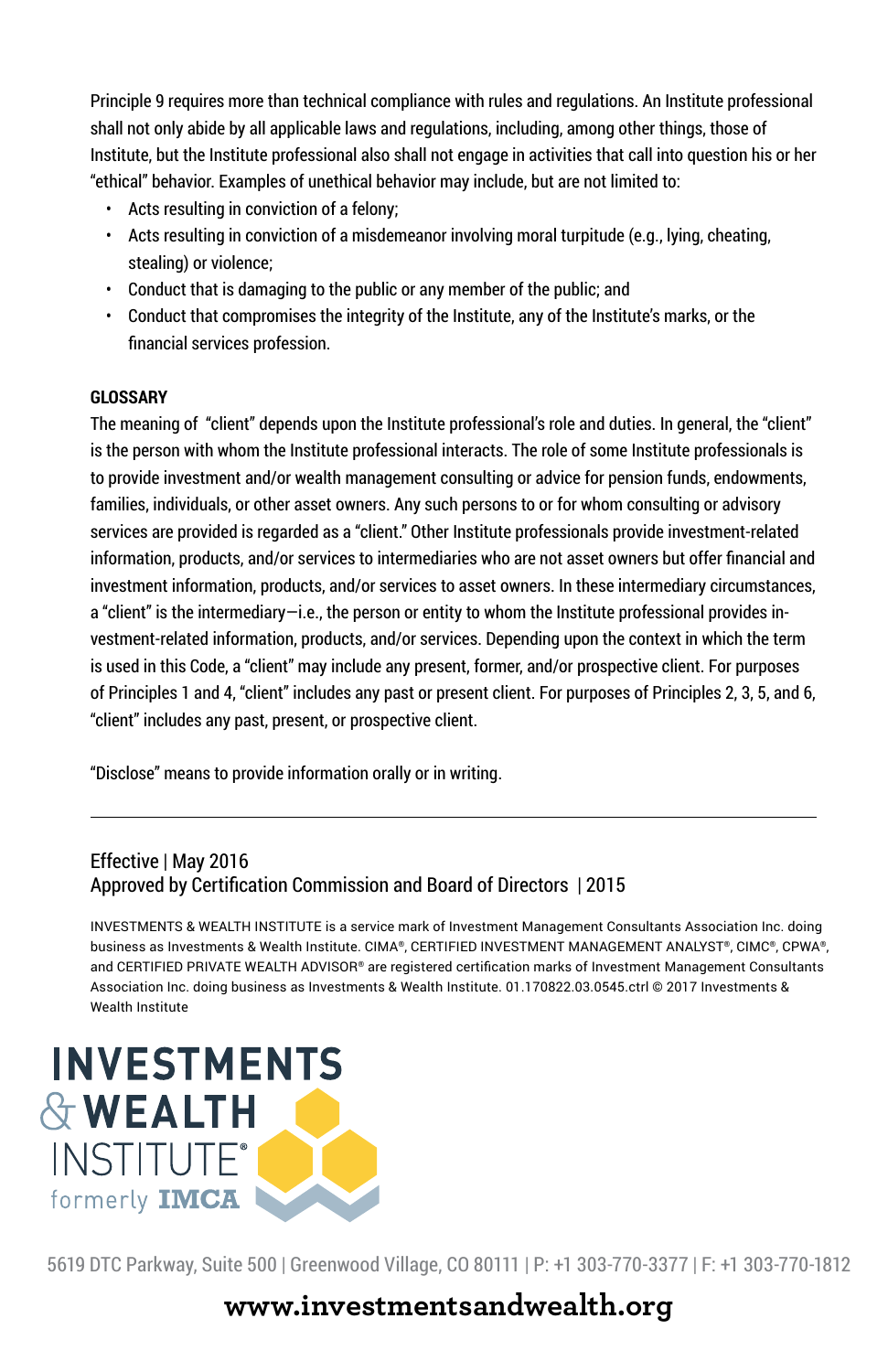Principle 9 requires more than technical compliance with rules and regulations. An Institute professional shall not only abide by all applicable laws and regulations, including, among other things, those of Institute, but the Institute professional also shall not engage in activities that call into question his or her "ethical" behavior. Examples of unethical behavior may include, but are not limited to:

- Acts resulting in conviction of a felony;
- Acts resulting in conviction of a misdemeanor involving moral turpitude (e.g., lying, cheating, stealing) or violence;
- Conduct that is damaging to the public or any member of the public; and
- Conduct that compromises the integrity of the Institute, any of the Institute's marks, or the financial services profession.

## GLOSSARY

The meaning of "client" depends upon the Institute professional's role and duties. In general, the "client" is the person with whom the Institute professional interacts. The role of some Institute professionals is to provide investment and/or wealth management consulting or advice for pension funds, endowments, families, individuals, or other asset owners. Any such persons to or for whom consulting or advisory services are provided is regarded as a "client." Other Institute professionals provide investment-related information, products, and/or services to intermediaries who are not asset owners but offer financial and investment information, products, and/or services to asset owners. In these intermediary circumstances, a "client" is the intermediary—i.e., the person or entity to whom the Institute professional provides investment-related information, products, and/or services. Depending upon the context in which the term is used in this Code, a "client" may include any present, former, and/or prospective client. For purposes of Principles 1 and 4, "client" includes any past or present client. For purposes of Principles 2, 3, 5, and 6, "client" includes any past, present, or prospective client.

"Disclose" means to provide information orally or in writing.

---

Effective | May 2016
Approved by Certification Commission and Board of Directors | 2015

INVESTMENTS & WEALTH INSTITUTE is a service mark of Investment Management Consultants Association Inc. doing business as Investments & Wealth Institute. CIMA®, CERTIFIED INVESTMENT MANAGEMENT ANALYST®, CIMC®, CPWA®, and CERTIFIED PRIVATE WEALTH ADVISOR® are registered certification marks of Investment Management Consultants Association Inc. doing business as Investments & Wealth Institute. 01.170822.03.0545.ctrl © 2017 Investments & Wealth Institute

INVESTMENTS & WEALTH INSTITUTE®
formerly IMCA

5619 DTC Parkway, Suite 500 | Greenwood Village, CO 80111 | P: +1 303-770-3377 | F: +1 303-770-1812

**www.investmentsandwealth.org**